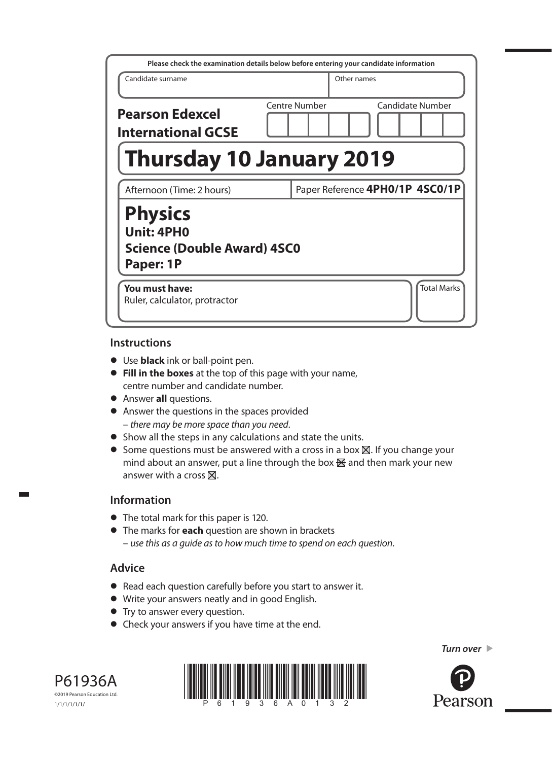Please check the examination details below before entering your candidate information

Candidate surname

Other names

**Pearson Edexcel International GCSE**

Centre Number

Candidate Number

# Thursday 10 January 2019

Afternoon (Time: 2 hours)

Paper Reference **4PH0/1P 4SC0/1P**

# Physics

**Unit: 4PH0**

**Science (Double Award) 4SC0**

**Paper: 1P**

**You must have:**
Ruler, calculator, protractor

Total Marks

## Instructions

- Use **black** ink or ball-point pen.
- **Fill in the boxes** at the top of this page with your name, centre number and candidate number.
- Answer **all** questions.
- Answer the questions in the spaces provided – *there may be more space than you need*.
- Show all the steps in any calculations and state the units.
- Some questions must be answered with a cross in a box ☒. If you change your mind about an answer, put a line through the box ☒ and then mark your new answer with a cross ☒.

## Information

- The total mark for this paper is 120.
- The marks for **each** question are shown in brackets – *use this as a guide as to how much time to spend on each question*.

## Advice

- Read each question carefully before you start to answer it.
- Write your answers neatly and in good English.
- Try to answer every question.
- Check your answers if you have time at the end.

*Turn over*

P61936A

©2019 Pearson Education Ltd.

1/1/1/1/1/1/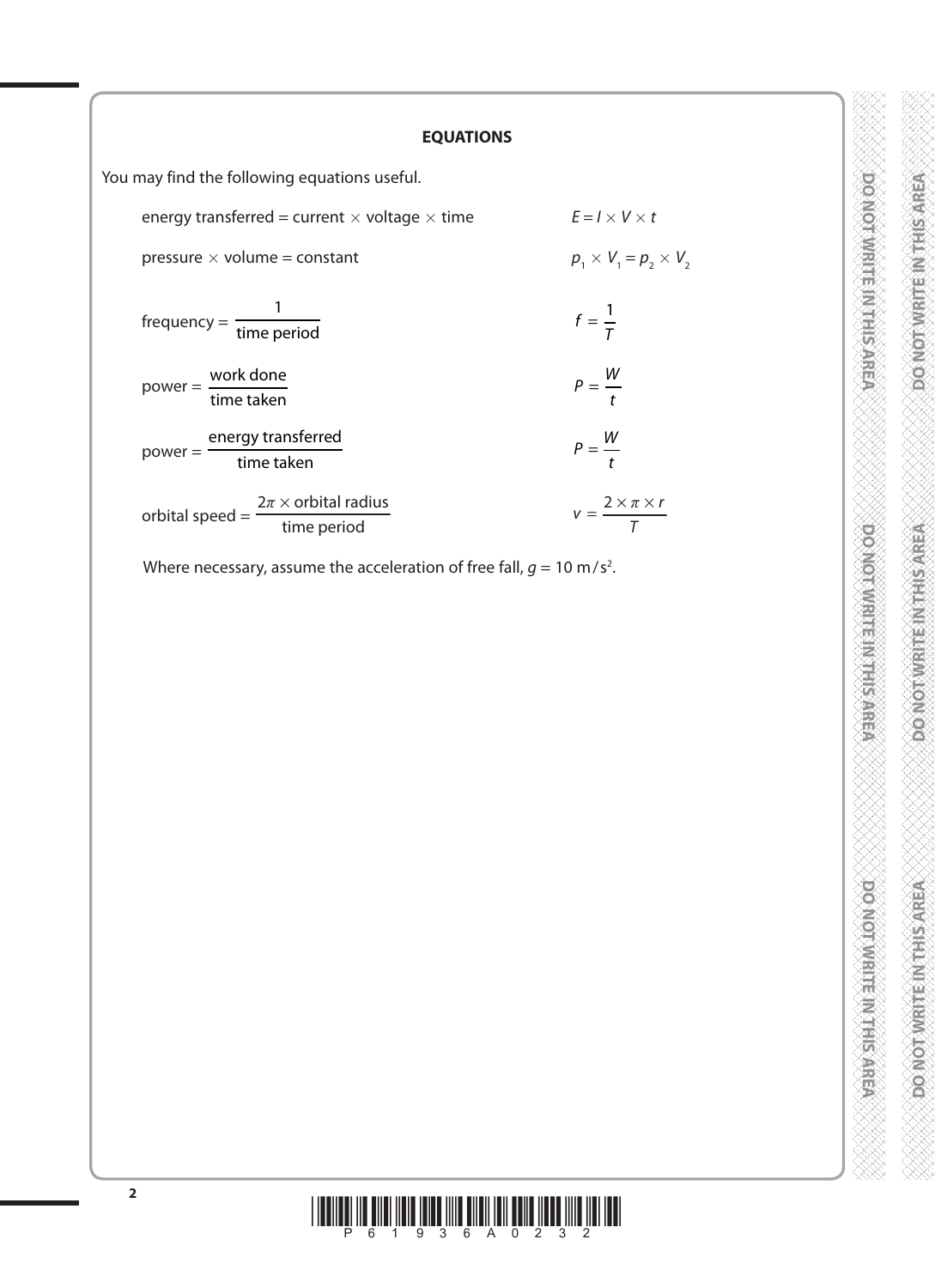## EQUATIONS

You may find the following equations useful.

| | |
|---|---|
| energy transferred = current × voltage × time | $E = I \times V \times t$ |
| pressure × volume = constant | $p_1 \times V_1 = p_2 \times V_2$ |
| $\text{frequency} = \dfrac{1}{\text{time period}}$ | $f = \dfrac{1}{T}$ |
| $\text{power} = \dfrac{\text{work done}}{\text{time taken}}$ | $P = \dfrac{W}{t}$ |
| $\text{power} = \dfrac{\text{energy transferred}}{\text{time taken}}$ | $P = \dfrac{W}{t}$ |
| $\text{orbital speed} = \dfrac{2\pi \times \text{orbital radius}}{\text{time period}}$ | $v = \dfrac{2 \times \pi \times r}{T}$ |

Where necessary, assume the acceleration of free fall, $g = 10\ \text{m/s}^2$.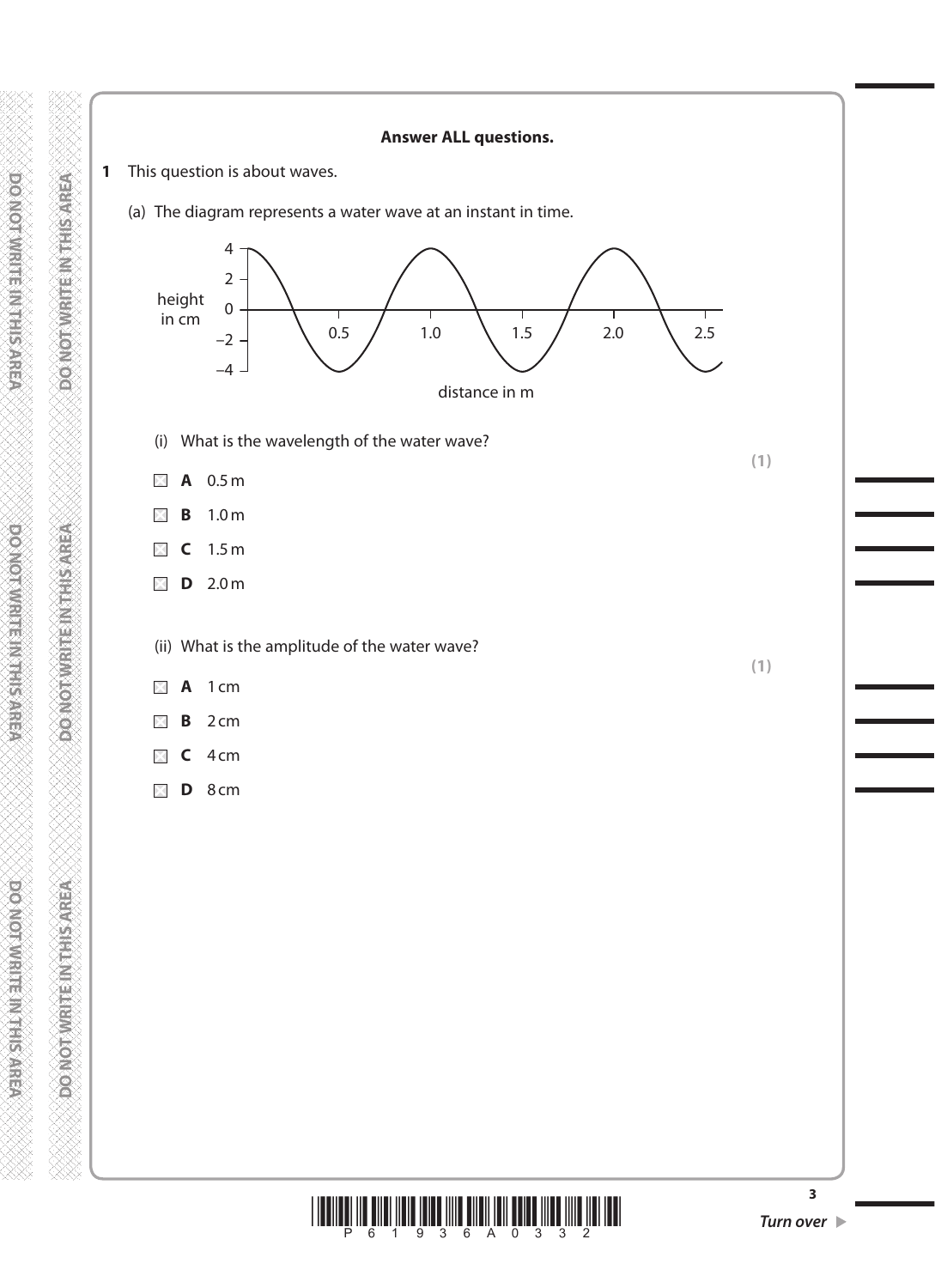**Answer ALL questions.**

**1** This question is about waves.

(a) The diagram represents a water wave at an instant in time.

(i) What is the wavelength of the water wave?

**(1)**

- **A** 0.5 m
- **B** 1.0 m
- **C** 1.5 m
- **D** 2.0 m

(ii) What is the amplitude of the water wave?

**(1)**

- **A** 1 cm
- **B** 2 cm
- **C** 4 cm
- **D** 8 cm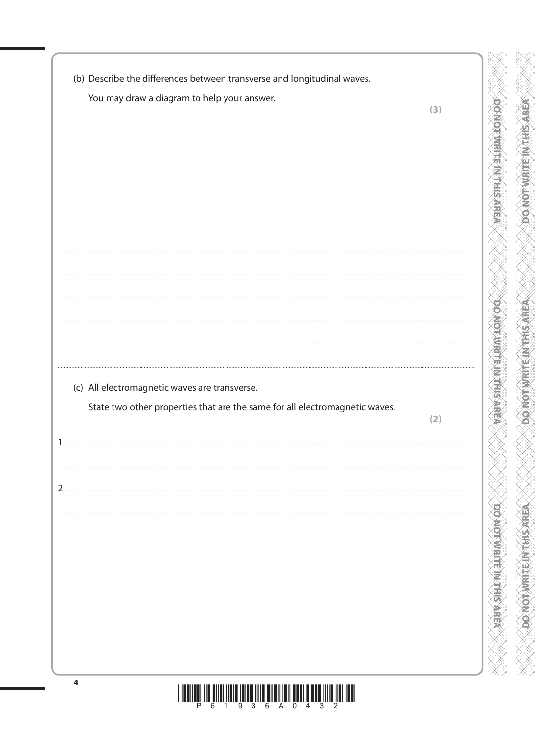(b) Describe the differences between transverse and longitudinal waves.

You may draw a diagram to help your answer.

**(3)**

..............................................................................................................................................

..............................................................................................................................................

..............................................................................................................................................

..............................................................................................................................................

..............................................................................................................................................

..............................................................................................................................................

(c) All electromagnetic waves are transverse.

State two other properties that are the same for all electromagnetic waves.

**(2)**

1 ..............................................................................................................................................

..............................................................................................................................................

2 ..............................................................................................................................................

..............................................................................................................................................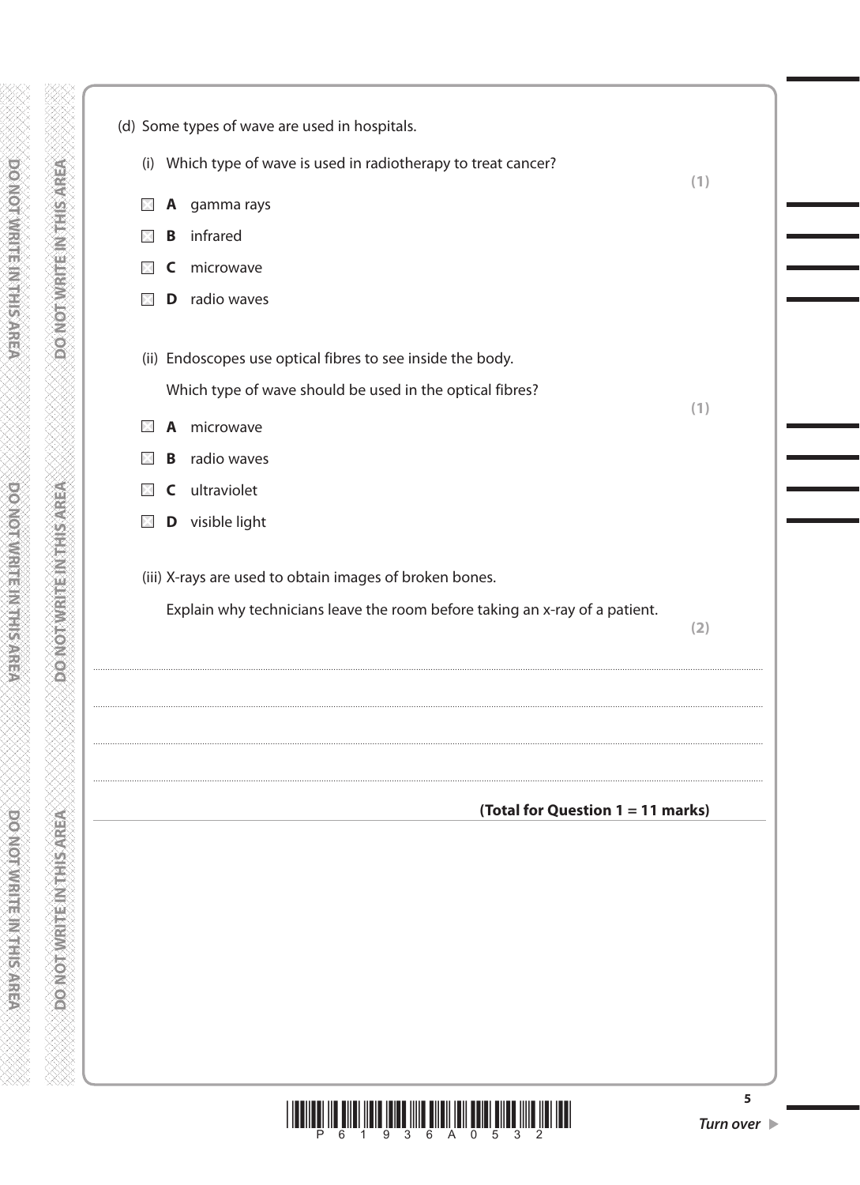(d) Some types of wave are used in hospitals.

(i) Which type of wave is used in radiotherapy to treat cancer?

**(1)**

☒ **A** gamma rays

☒ **B** infrared

☒ **C** microwave

☒ **D** radio waves

(ii) Endoscopes use optical fibres to see inside the body.

Which type of wave should be used in the optical fibres?

**(1)**

☒ **A** microwave

☒ **B** radio waves

☒ **C** ultraviolet

☒ **D** visible light

(iii) X-rays are used to obtain images of broken bones.

Explain why technicians leave the room before taking an x-ray of a patient.

**(2)**

.......................................................................................................................................

.......................................................................................................................................

.......................................................................................................................................

.......................................................................................................................................

**(Total for Question 1 = 11 marks)**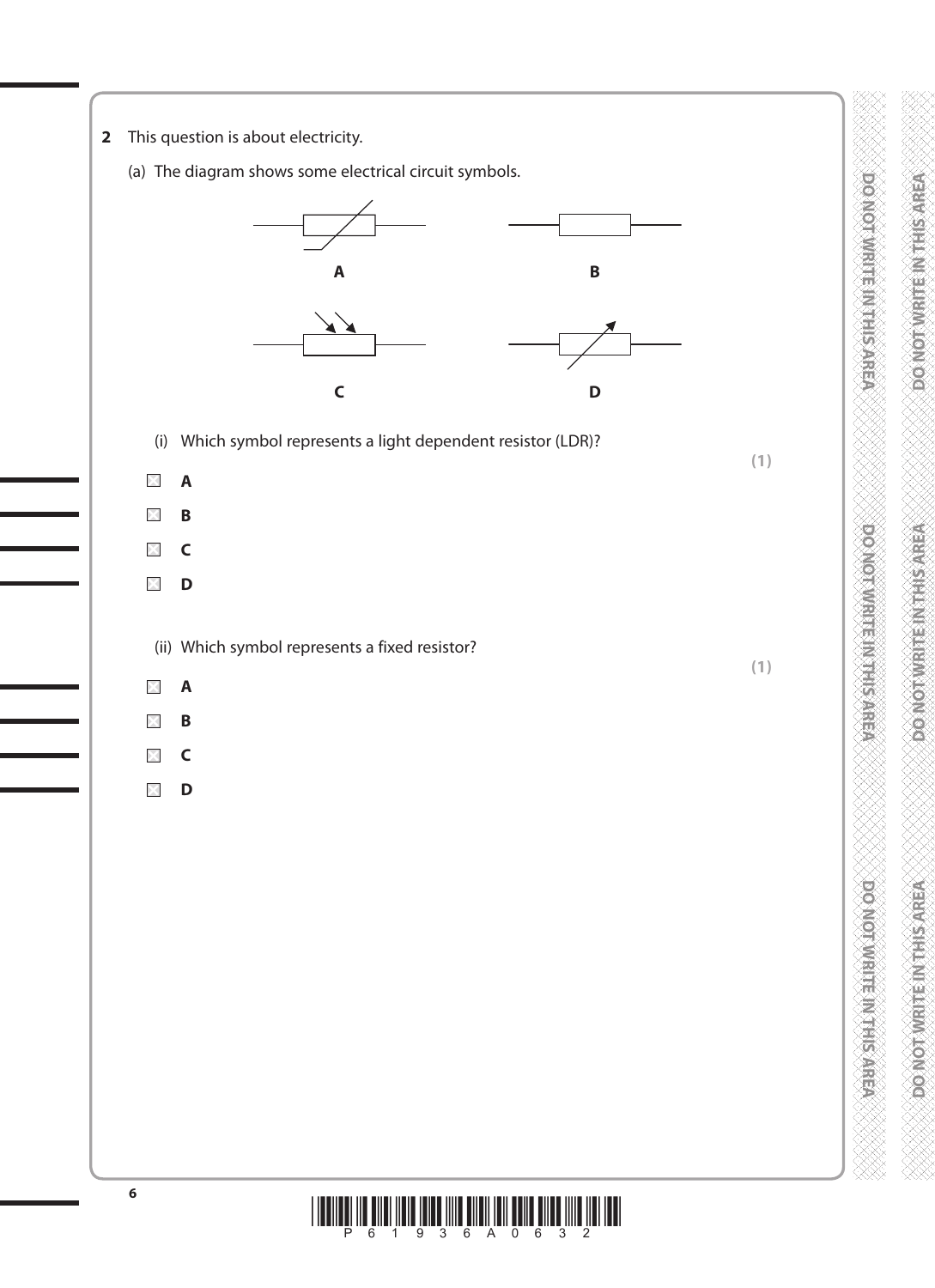**2** This question is about electricity.

(a) The diagram shows some electrical circuit symbols.

A B

C D

(i) Which symbol represents a light dependent resistor (LDR)?

**(1)**

- ☐ **A**
- ☐ **B**
- ☐ **C**
- ☐ **D**

(ii) Which symbol represents a fixed resistor?

**(1)**

- ☐ **A**
- ☐ **B**
- ☐ **C**
- ☐ **D**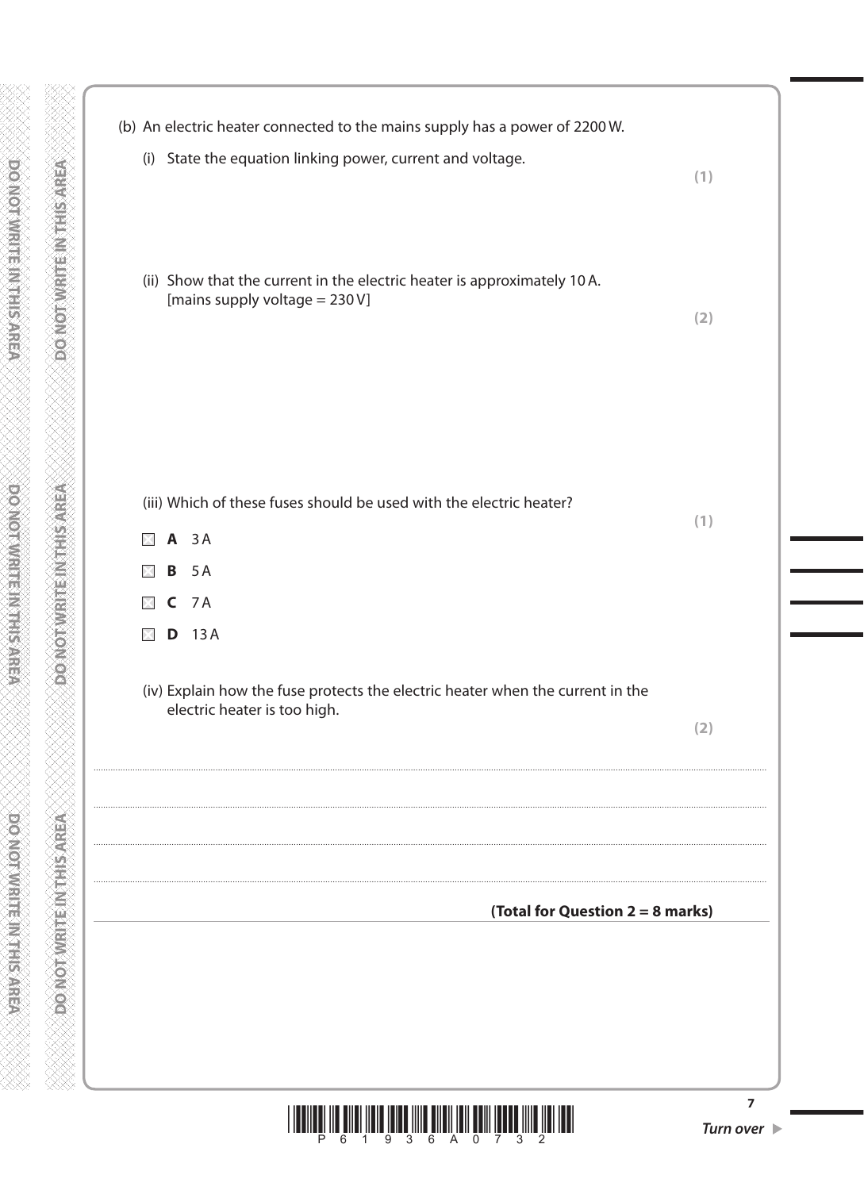(b) An electric heater connected to the mains supply has a power of 2200 W.

(i) State the equation linking power, current and voltage.

**(1)**

(ii) Show that the current in the electric heater is approximately 10 A.
[mains supply voltage = 230 V]

**(2)**

(iii) Which of these fuses should be used with the electric heater?

**(1)**

- ☒ **A** 3 A
- ☒ **B** 5 A
- ☒ **C** 7 A
- ☒ **D** 13 A

(iv) Explain how the fuse protects the electric heater when the current in the electric heater is too high.

**(2)**

.......................................................................................................................................................................................................

.......................................................................................................................................................................................................

.......................................................................................................................................................................................................

.......................................................................................................................................................................................................

**(Total for Question 2 = 8 marks)**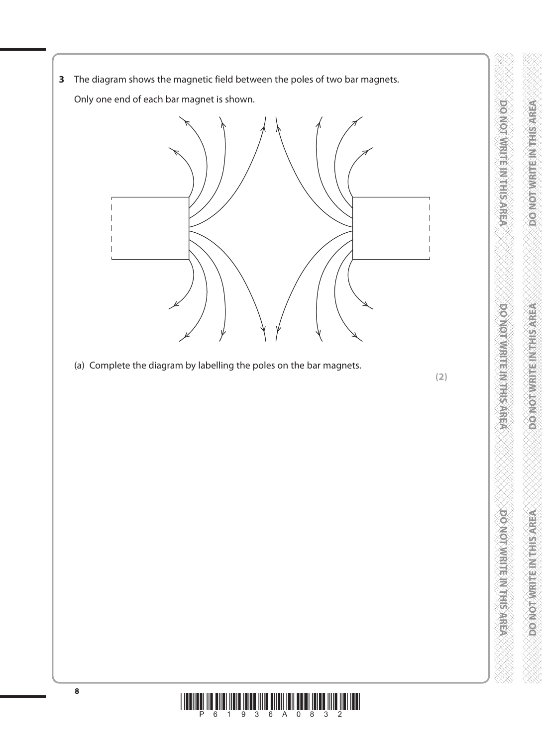**3** The diagram shows the magnetic field between the poles of two bar magnets.

Only one end of each bar magnet is shown.

(a) Complete the diagram by labelling the poles on the bar magnets.

**(2)**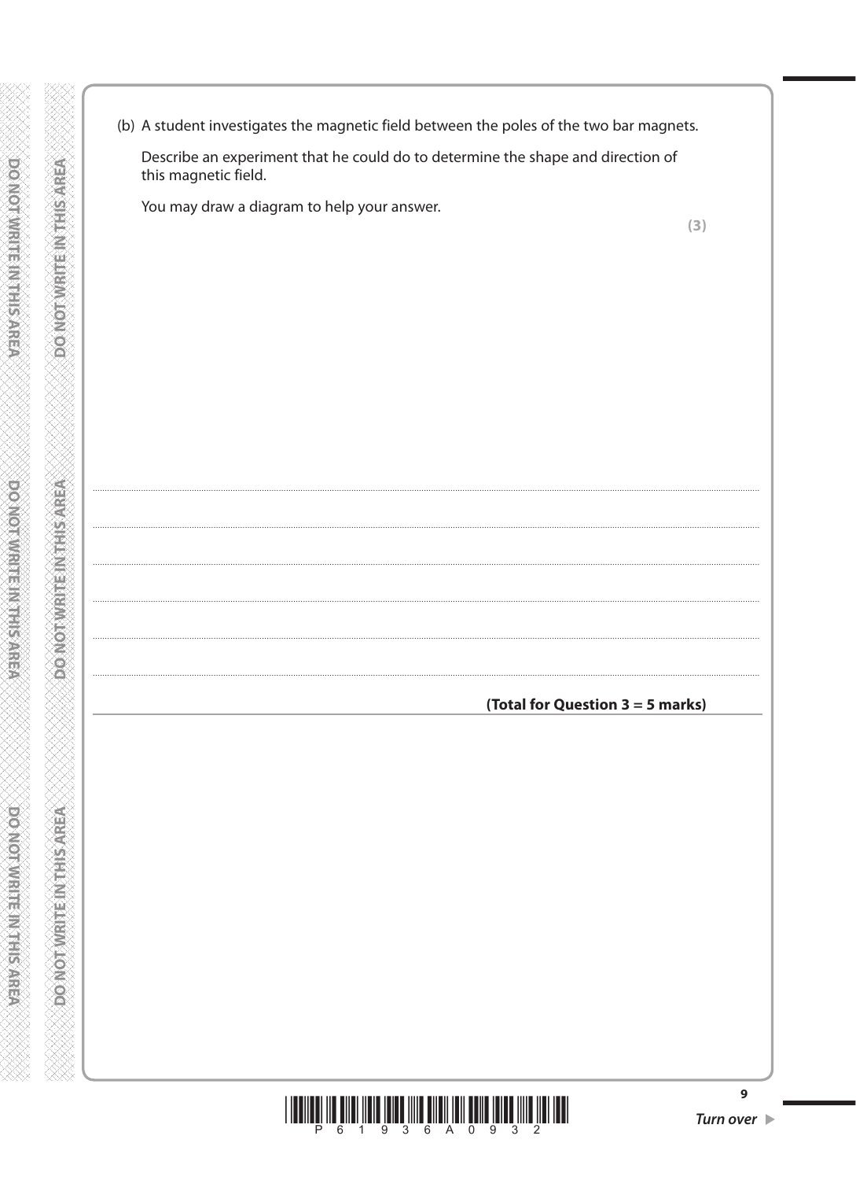(b) A student investigates the magnetic field between the poles of the two bar magnets.

Describe an experiment that he could do to determine the shape and direction of this magnetic field.

You may draw a diagram to help your answer.

**(3)**

**(Total for Question 3 = 5 marks)**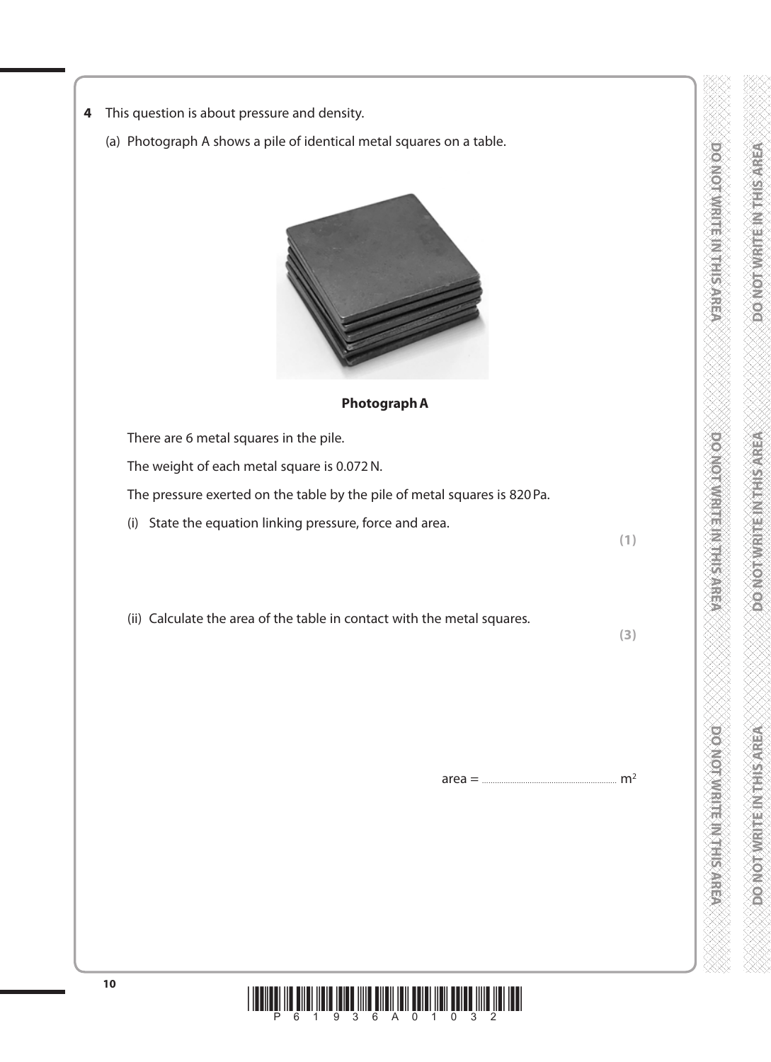**4** This question is about pressure and density.

(a) Photograph A shows a pile of identical metal squares on a table.

**Photograph A**

There are 6 metal squares in the pile.

The weight of each metal square is 0.072 N.

The pressure exerted on the table by the pile of metal squares is 820 Pa.

(i) State the equation linking pressure, force and area.

**(1)**

(ii) Calculate the area of the table in contact with the metal squares.

**(3)**

area = .............................................................. $m^2$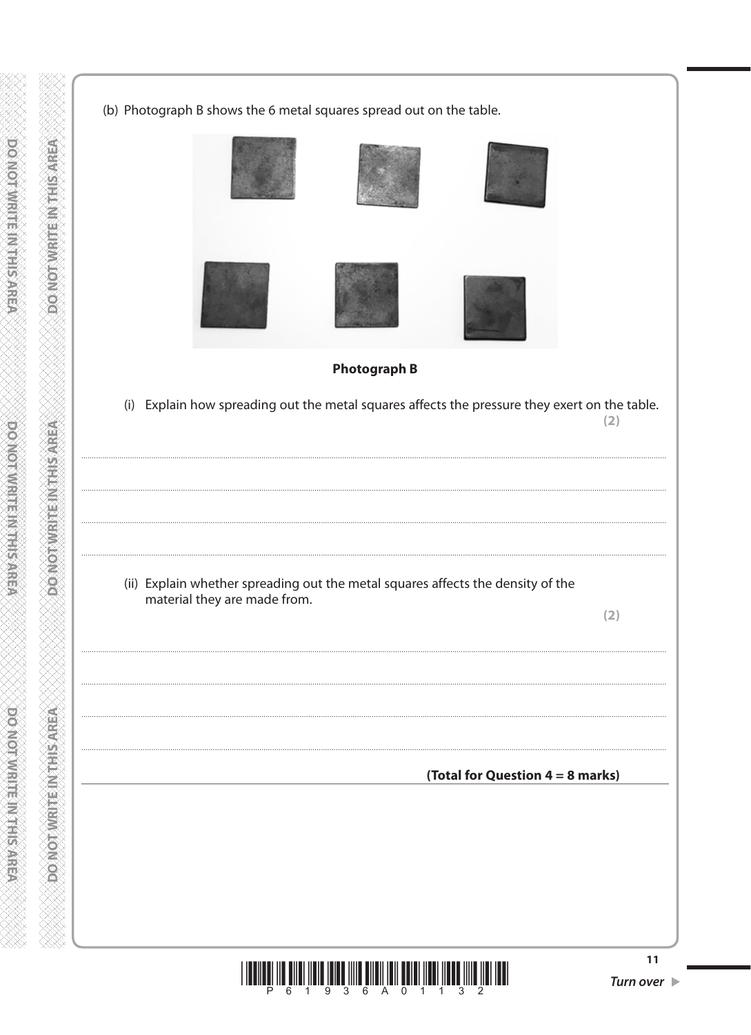(b) Photograph B shows the 6 metal squares spread out on the table.

**Photograph B**

(i) Explain how spreading out the metal squares affects the pressure they exert on the table.

**(2)**

.......................................................................................................................................................................................................

.......................................................................................................................................................................................................

.......................................................................................................................................................................................................

.......................................................................................................................................................................................................

(ii) Explain whether spreading out the metal squares affects the density of the material they are made from.

**(2)**

.......................................................................................................................................................................................................

.......................................................................................................................................................................................................

.......................................................................................................................................................................................................

.......................................................................................................................................................................................................

**(Total for Question 4 = 8 marks)**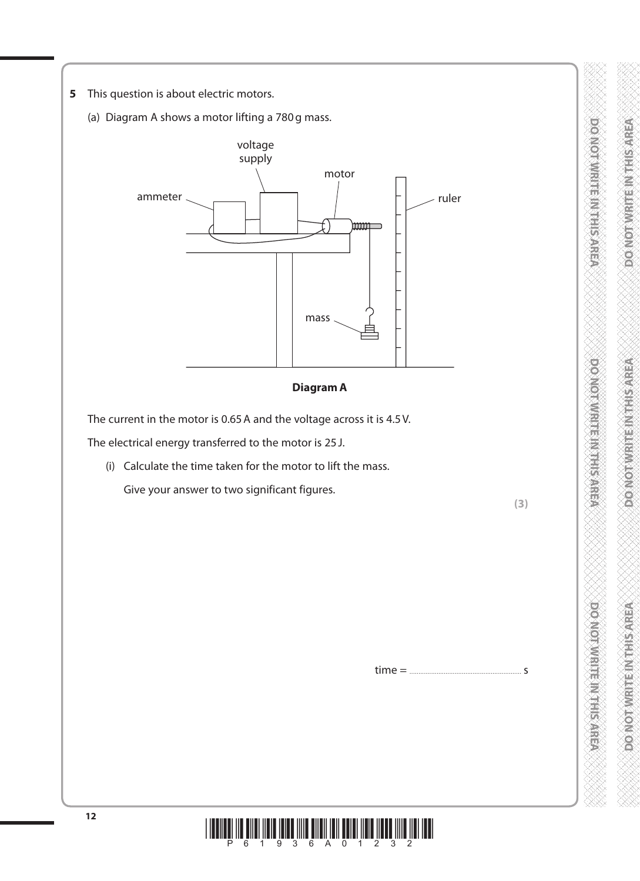**5** This question is about electric motors.

(a) Diagram A shows a motor lifting a 780 g mass.

**Diagram A**

The current in the motor is 0.65 A and the voltage across it is 4.5 V.

The electrical energy transferred to the motor is 25 J.

(i) Calculate the time taken for the motor to lift the mass.

Give your answer to two significant figures.

**(3)**

time = ............................................................ s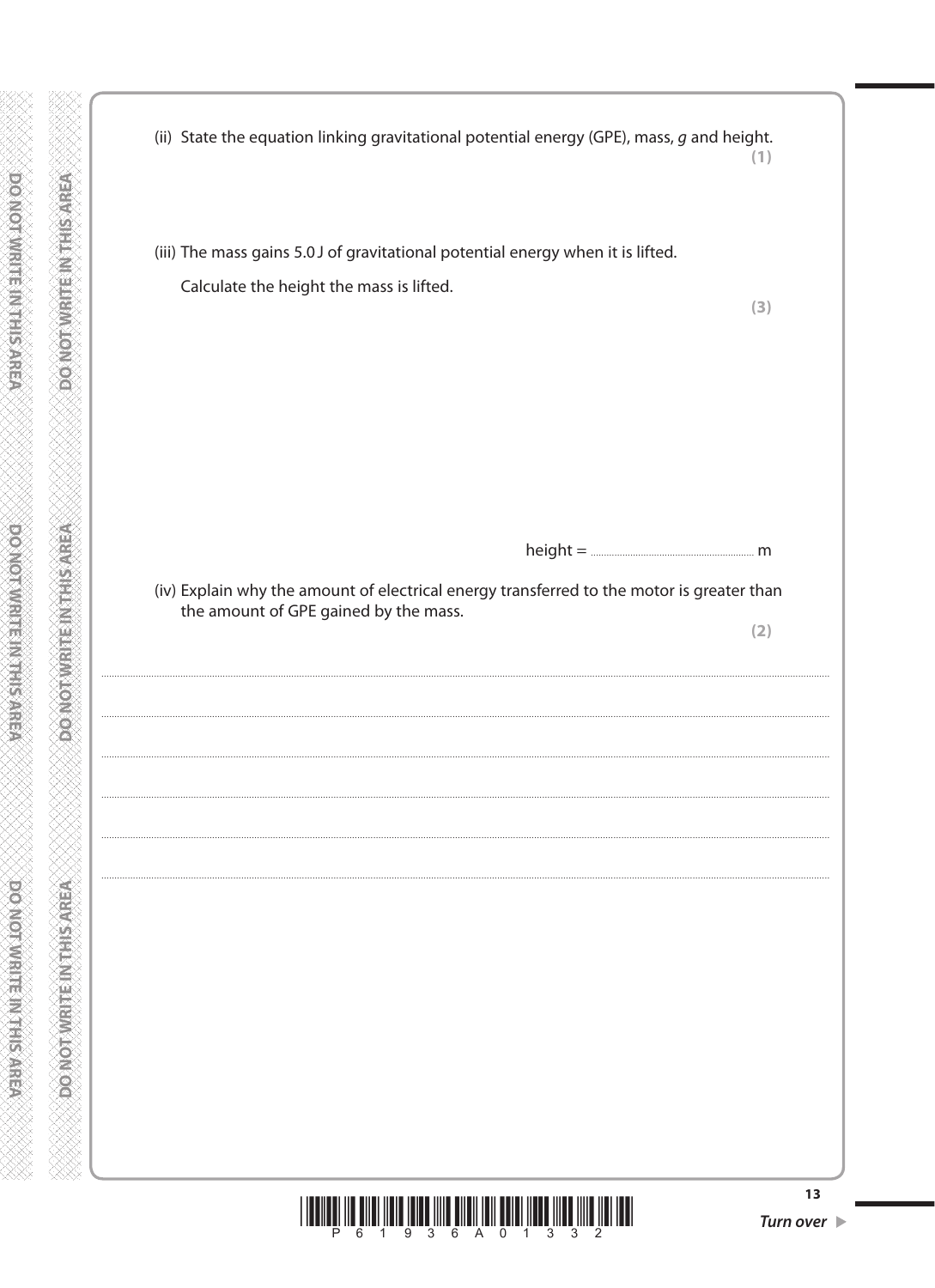(ii) State the equation linking gravitational potential energy (GPE), mass, $g$ and height.

**(1)**

(iii) The mass gains 5.0 J of gravitational potential energy when it is lifted.

Calculate the height the mass is lifted.

**(3)**

height = .................................. m

(iv) Explain why the amount of electrical energy transferred to the motor is greater than the amount of GPE gained by the mass.

**(2)**

.......................................................................................................................................................................................

.......................................................................................................................................................................................

.......................................................................................................................................................................................

.......................................................................................................................................................................................

.......................................................................................................................................................................................

.......................................................................................................................................................................................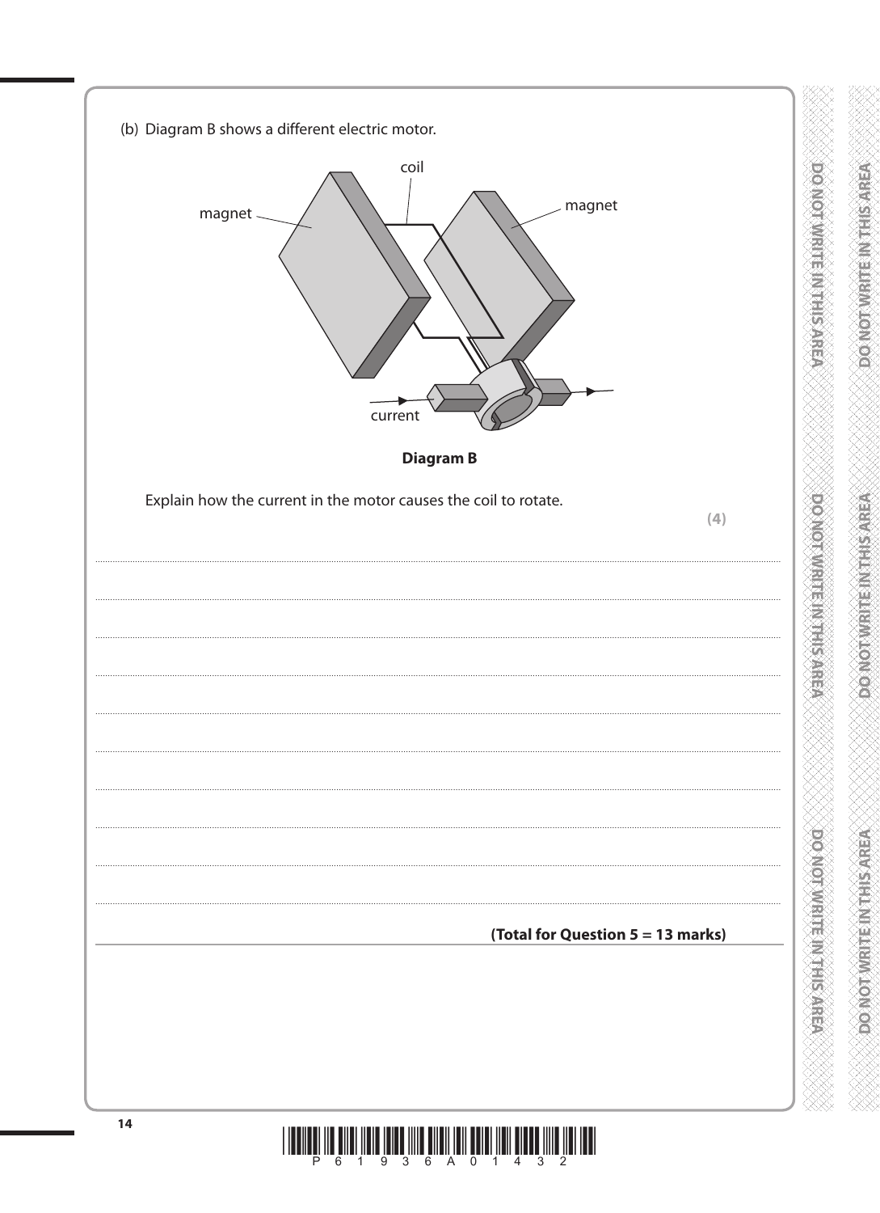(b) Diagram B shows a different electric motor.

**Diagram B**

Explain how the current in the motor causes the coil to rotate.

**(4)**

..........................................................................................................................................

..........................................................................................................................................

..........................................................................................................................................

..........................................................................................................................................

..........................................................................................................................................

..........................................................................................................................................

..........................................................................................................................................

..........................................................................................................................................

..........................................................................................................................................

**(Total for Question 5 = 13 marks)**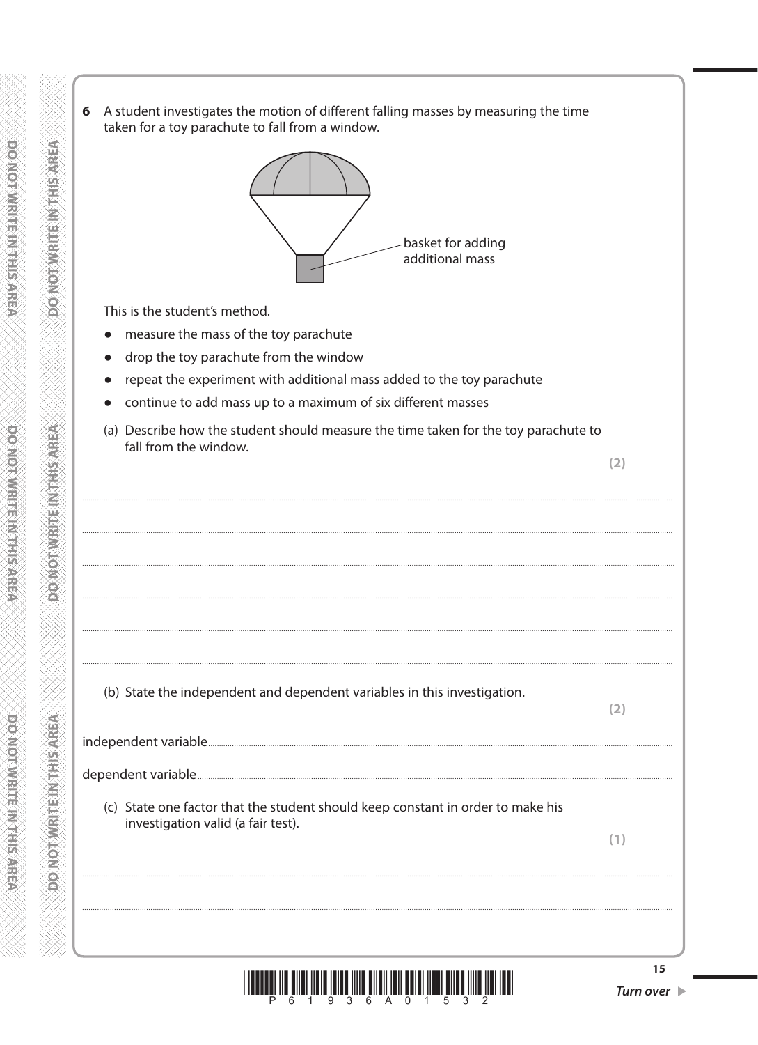**6** A student investigates the motion of different falling masses by measuring the time taken for a toy parachute to fall from a window.

basket for adding additional mass

This is the student's method.

- measure the mass of the toy parachute
- drop the toy parachute from the window
- repeat the experiment with additional mass added to the toy parachute
- continue to add mass up to a maximum of six different masses

(a) Describe how the student should measure the time taken for the toy parachute to fall from the window.

**(2)**

.......................................................................................................................................................

.......................................................................................................................................................

.......................................................................................................................................................

.......................................................................................................................................................

.......................................................................................................................................................

.......................................................................................................................................................

(b) State the independent and dependent variables in this investigation.

**(2)**

independent variable.......................................................................................................................

dependent variable..........................................................................................................................

(c) State one factor that the student should keep constant in order to make his investigation valid (a fair test).

**(1)**

.......................................................................................................................................................

.......................................................................................................................................................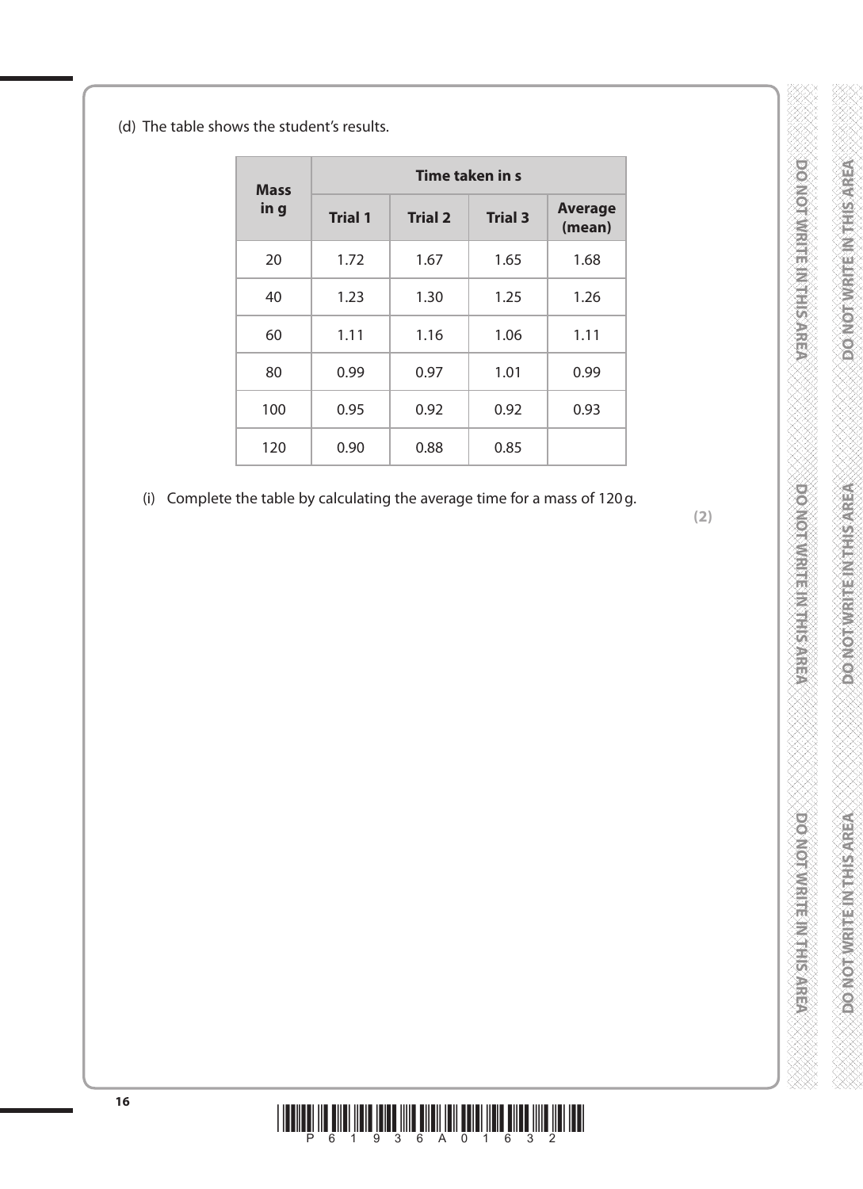(d) The table shows the student's results.

| Mass in g | Time taken in s | | | |
|---|---|---|---|---|
| | Trial 1 | Trial 2 | Trial 3 | Average (mean) |
| 20 | 1.72 | 1.67 | 1.65 | 1.68 |
| 40 | 1.23 | 1.30 | 1.25 | 1.26 |
| 60 | 1.11 | 1.16 | 1.06 | 1.11 |
| 80 | 0.99 | 0.97 | 1.01 | 0.99 |
| 100 | 0.95 | 0.92 | 0.92 | 0.93 |
| 120 | 0.90 | 0.88 | 0.85 | |

(i) Complete the table by calculating the average time for a mass of 120 g.

**(2)**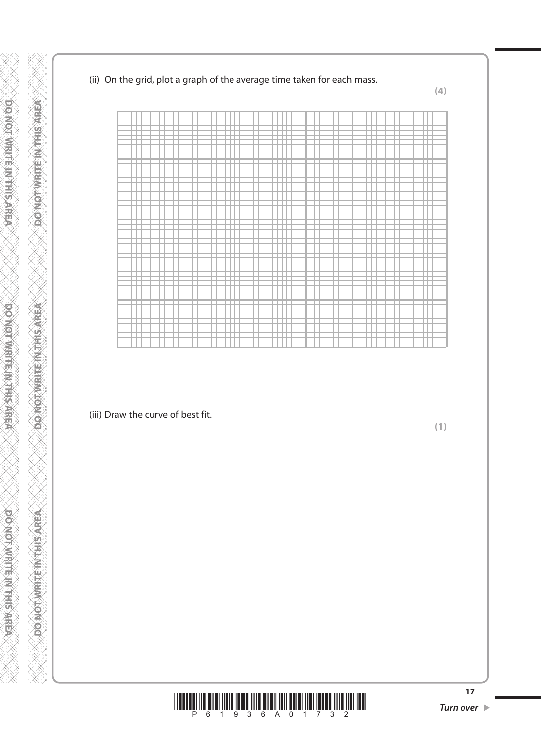(ii) On the grid, plot a graph of the average time taken for each mass.

**(4)**

(iii) Draw the curve of best fit.

**(1)**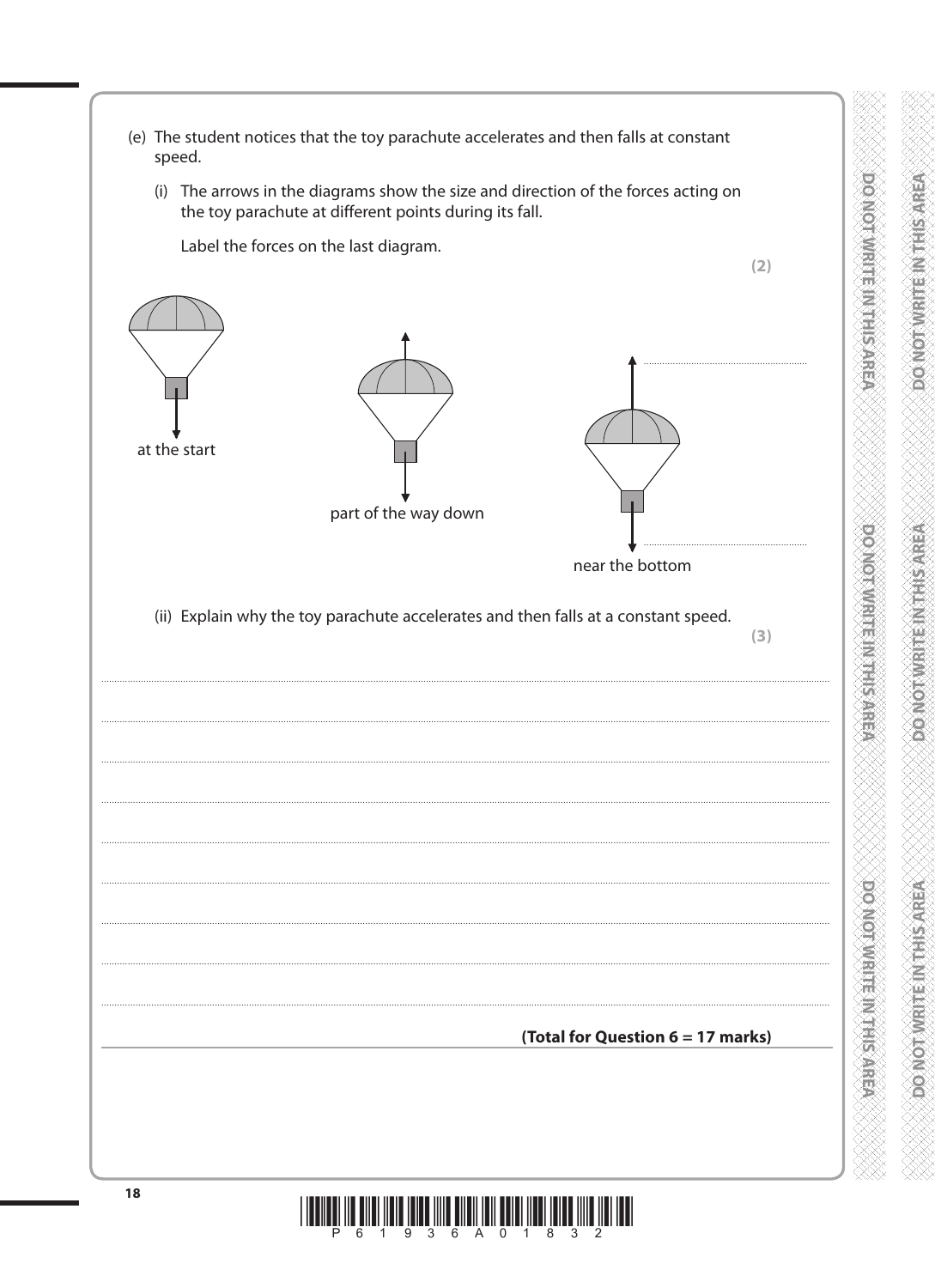(e) The student notices that the toy parachute accelerates and then falls at constant speed.

(i) The arrows in the diagrams show the size and direction of the forces acting on the toy parachute at different points during its fall.

Label the forces on the last diagram.

**(2)**

at the start

part of the way down

near the bottom

..........................................................

..........................................................

(ii) Explain why the toy parachute accelerates and then falls at a constant speed.

**(3)**

..........................................................................................................................................................

..........................................................................................................................................................

..........................................................................................................................................................

..........................................................................................................................................................

..........................................................................................................................................................

..........................................................................................................................................................

..........................................................................................................................................................

..........................................................................................................................................................

**(Total for Question 6 = 17 marks)**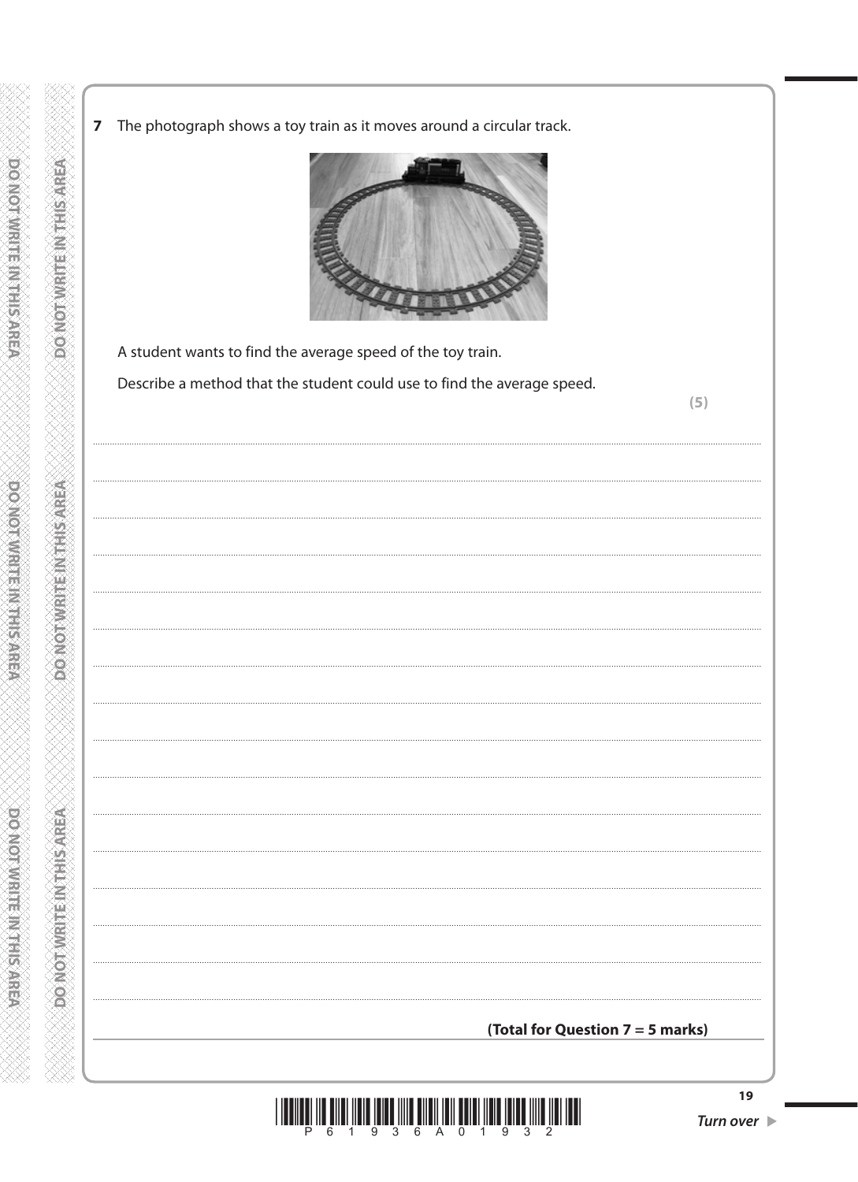**7** The photograph shows a toy train as it moves around a circular track.

A student wants to find the average speed of the toy train.

Describe a method that the student could use to find the average speed.

**(5)**

**(Total for Question 7 = 5 marks)**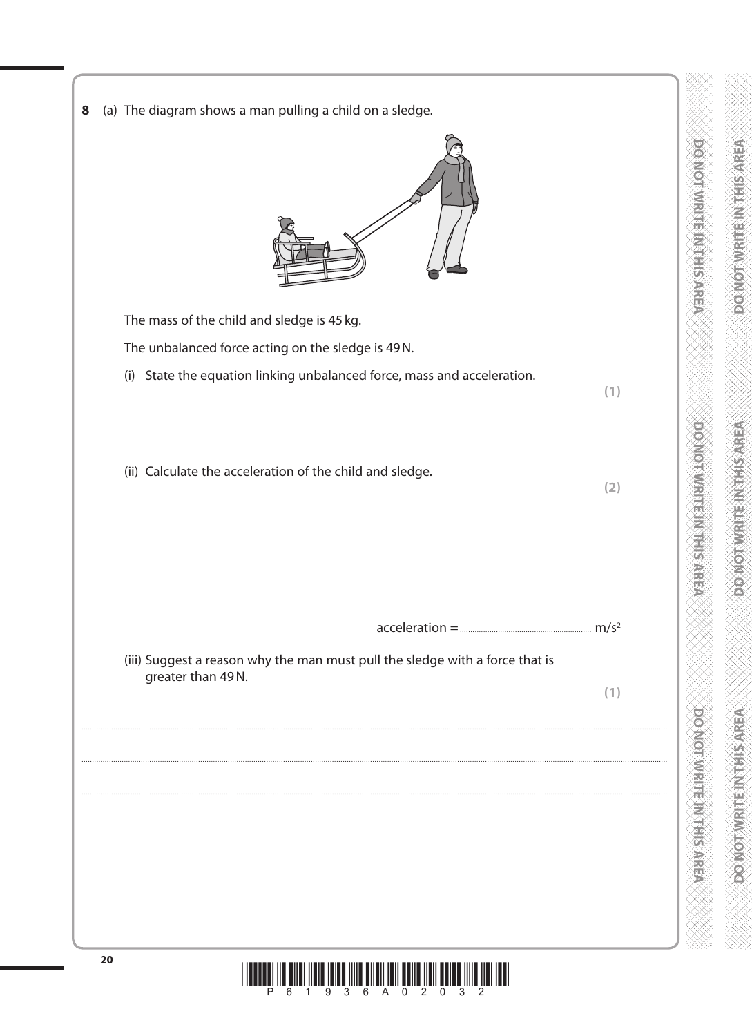**8** (a) The diagram shows a man pulling a child on a sledge.

The mass of the child and sledge is 45 kg.

The unbalanced force acting on the sledge is 49 N.

(i) State the equation linking unbalanced force, mass and acceleration.

**(1)**

(ii) Calculate the acceleration of the child and sledge.

**(2)**

acceleration = .................................................. $m/s^2$

(iii) Suggest a reason why the man must pull the sledge with a force that is greater than 49 N.

**(1)**

..........................................................................................................................................................................................................

..........................................................................................................................................................................................................

..........................................................................................................................................................................................................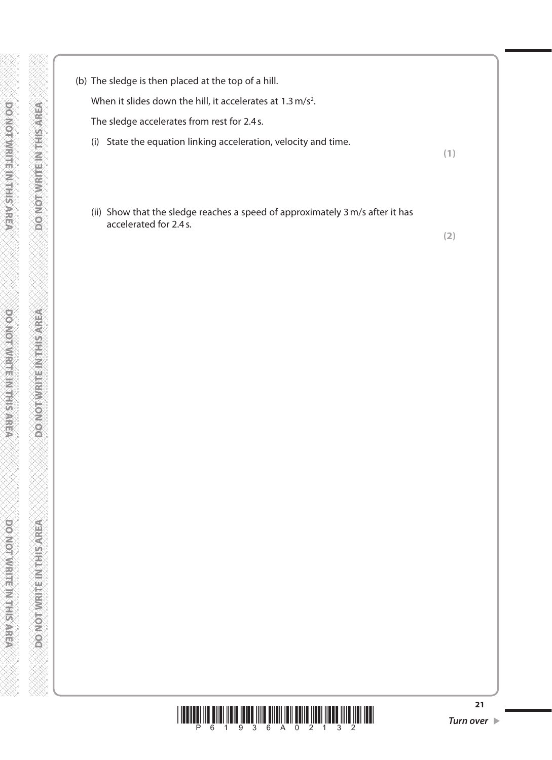(b) The sledge is then placed at the top of a hill.

When it slides down the hill, it accelerates at $1.3\,m/s^2$.

The sledge accelerates from rest for 2.4 s.

(i) State the equation linking acceleration, velocity and time.

**(1)**

(ii) Show that the sledge reaches a speed of approximately 3 m/s after it has accelerated for 2.4 s.

**(2)**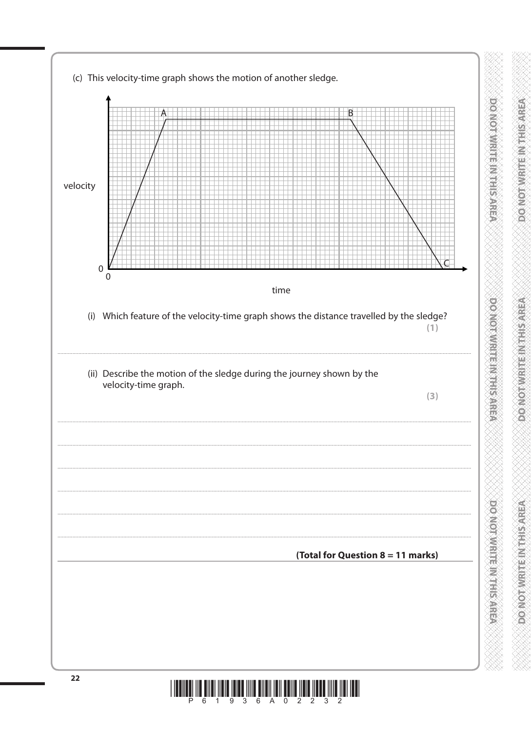(c) This velocity-time graph shows the motion of another sledge.

(i) Which feature of the velocity-time graph shows the distance travelled by the sledge?

**(1)**

..............................................................................................................................................

(ii) Describe the motion of the sledge during the journey shown by the velocity-time graph.

**(3)**

..............................................................................................................................................

..............................................................................................................................................

..............................................................................................................................................

..............................................................................................................................................

..............................................................................................................................................

**(Total for Question 8 = 11 marks)**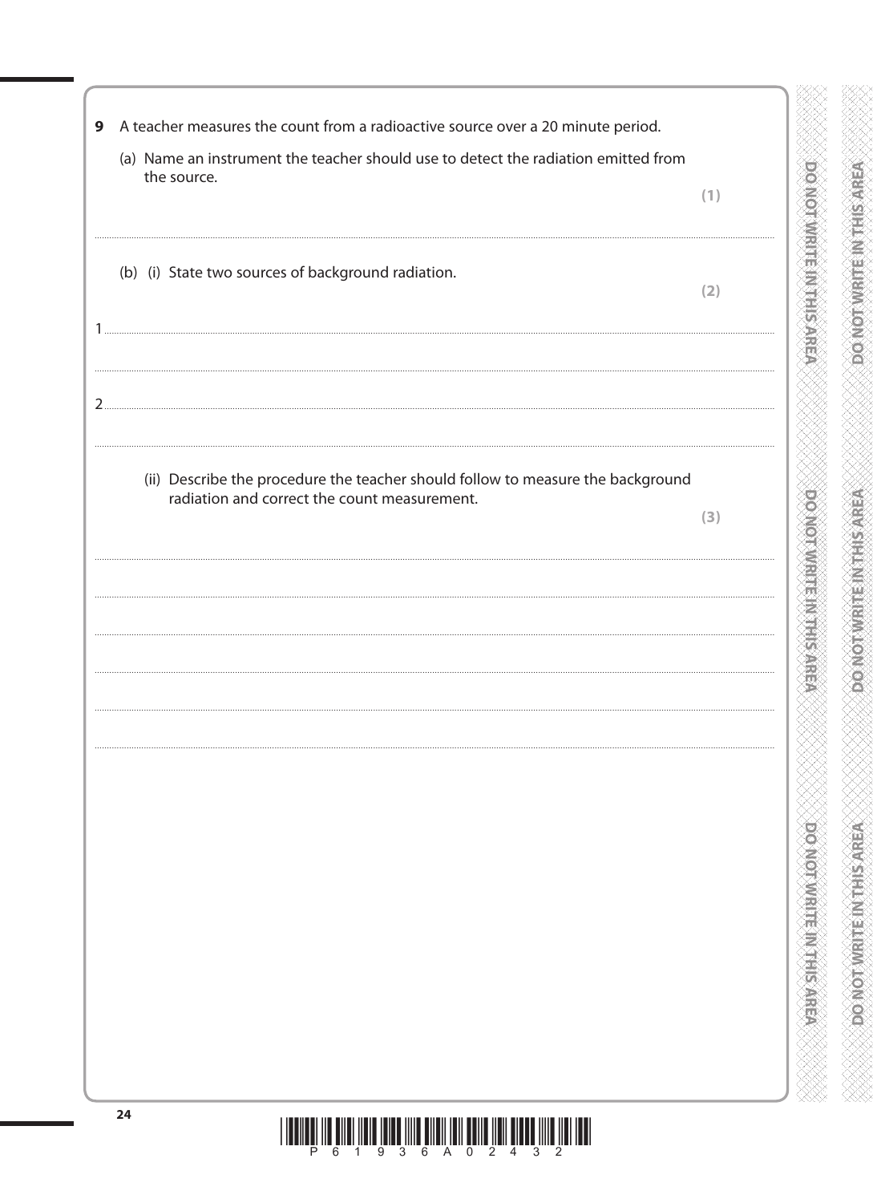**9** A teacher measures the count from a radioactive source over a 20 minute period.

(a) Name an instrument the teacher should use to detect the radiation emitted from the source.

**(1)**

..................................................................................................................................................

(b) (i) State two sources of background radiation.

**(2)**

1 ..................................................................................................................................................

..................................................................................................................................................

2 ..................................................................................................................................................

..................................................................................................................................................

(ii) Describe the procedure the teacher should follow to measure the background radiation and correct the count measurement.

**(3)**

..................................................................................................................................................

..................................................................................................................................................

..................................................................................................................................................

..................................................................................................................................................

..................................................................................................................................................

..................................................................................................................................................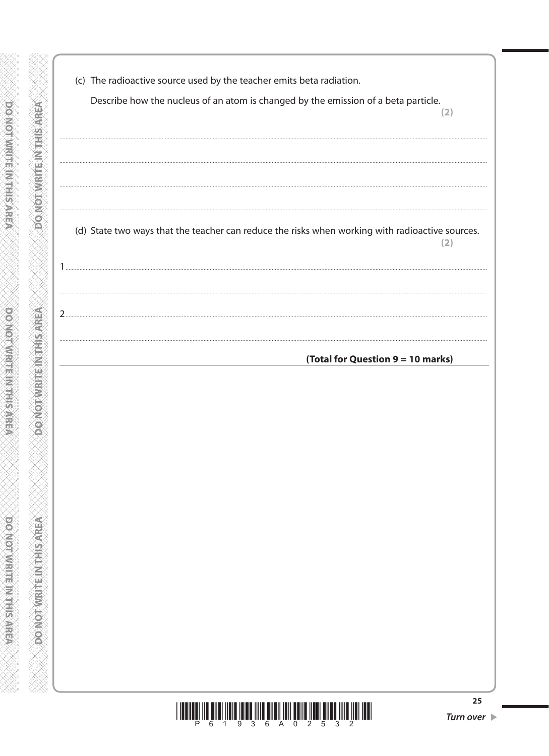(c) The radioactive source used by the teacher emits beta radiation.

Describe how the nucleus of an atom is changed by the emission of a beta particle.

**(2)**

....................................................................................................................................................

....................................................................................................................................................

....................................................................................................................................................

(d) State two ways that the teacher can reduce the risks when working with radioactive sources.

**(2)**

1 ....................................................................................................................................................

....................................................................................................................................................

2 ....................................................................................................................................................

....................................................................................................................................................

**(Total for Question 9 = 10 marks)**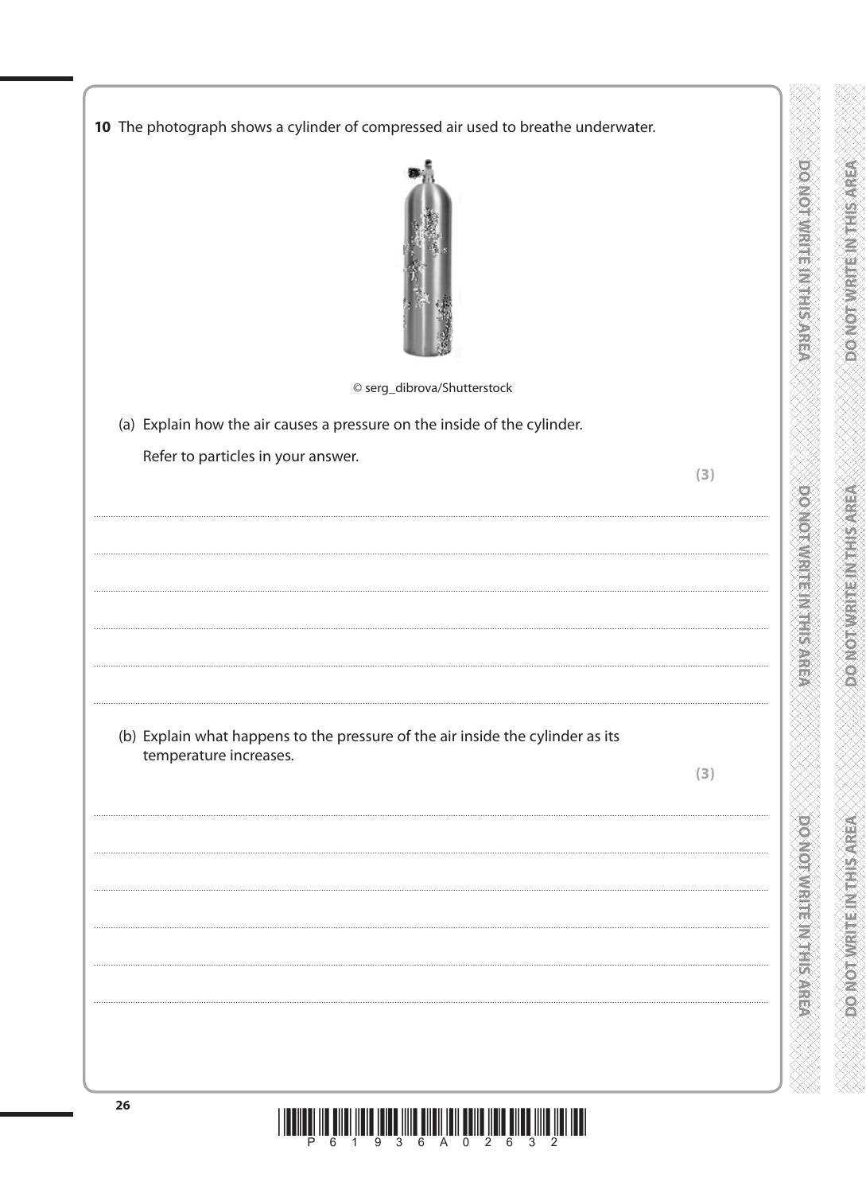**10** The photograph shows a cylinder of compressed air used to breathe underwater.

© serg_dibrova/Shutterstock

(a) Explain how the air causes a pressure on the inside of the cylinder.

Refer to particles in your answer.

**(3)**

.......................................................................................................................................................................................

.......................................................................................................................................................................................

.......................................................................................................................................................................................

.......................................................................................................................................................................................

.......................................................................................................................................................................................

(b) Explain what happens to the pressure of the air inside the cylinder as its temperature increases.

**(3)**

.......................................................................................................................................................................................

.......................................................................................................................................................................................

.......................................................................................................................................................................................

.......................................................................................................................................................................................

.......................................................................................................................................................................................

.......................................................................................................................................................................................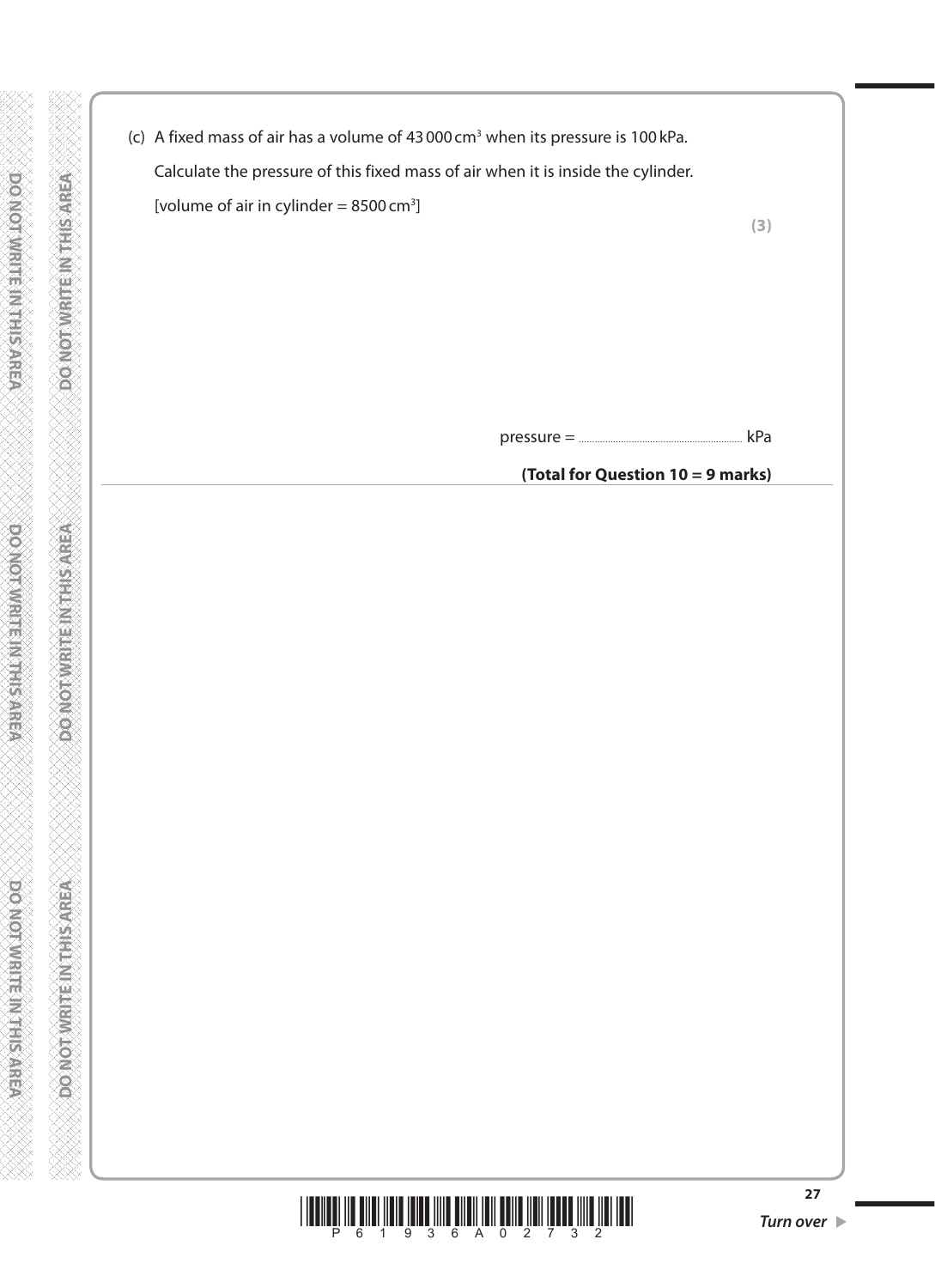(c) A fixed mass of air has a volume of 43 000 $cm^3$ when its pressure is 100 kPa.

Calculate the pressure of this fixed mass of air when it is inside the cylinder.

[volume of air in cylinder = 8500 $cm^3$]

**(3)**

pressure = .................................................. kPa

**(Total for Question 10 = 9 marks)**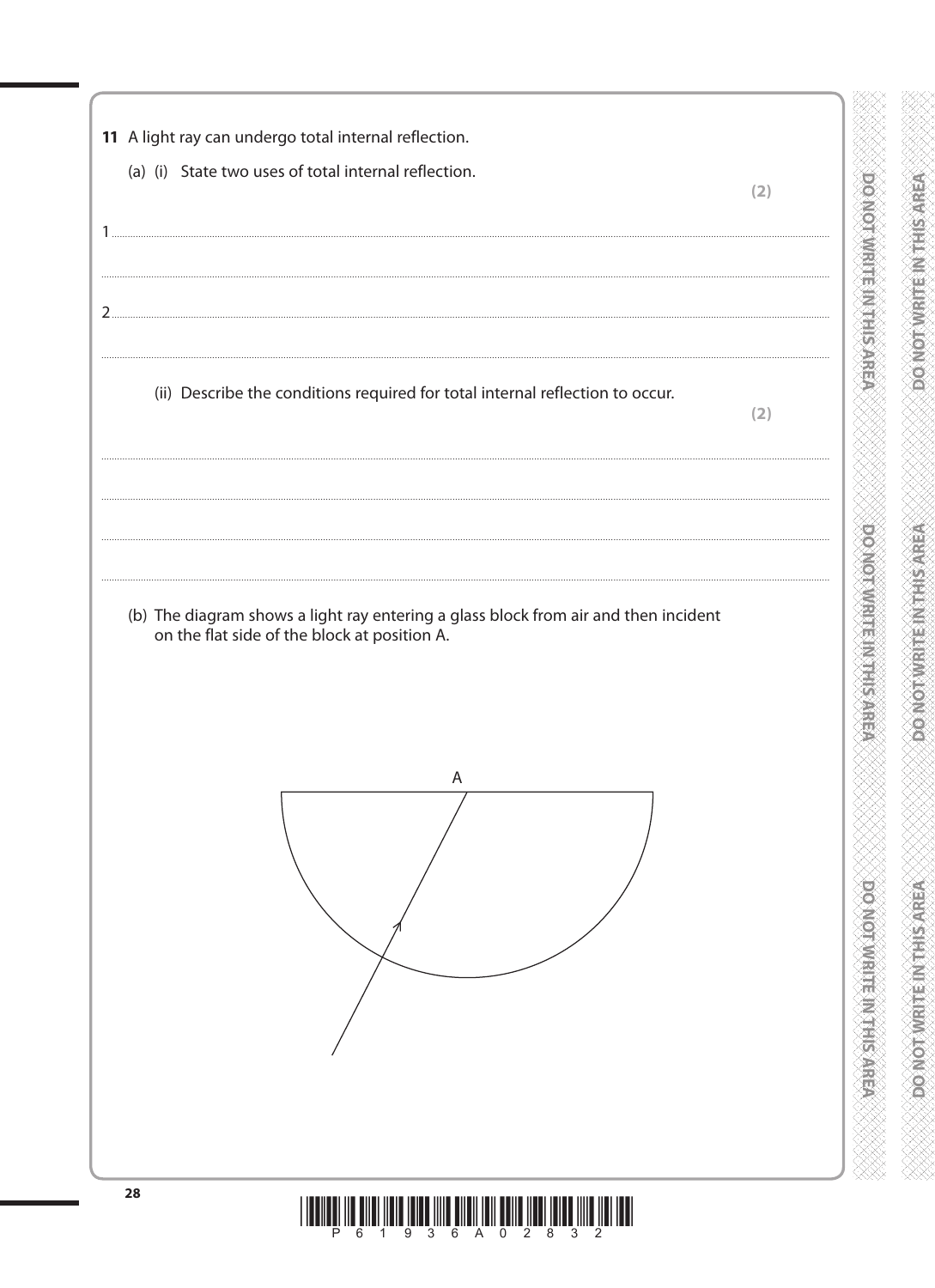**11** A light ray can undergo total internal reflection.

(a) (i) State two uses of total internal reflection.

**(2)**

1 ..............................................................................................................................................

..............................................................................................................................................

2 ..............................................................................................................................................

..............................................................................................................................................

(ii) Describe the conditions required for total internal reflection to occur.

**(2)**

..............................................................................................................................................

..............................................................................................................................................

..............................................................................................................................................

..............................................................................................................................................

(b) The diagram shows a light ray entering a glass block from air and then incident on the flat side of the block at position A.

A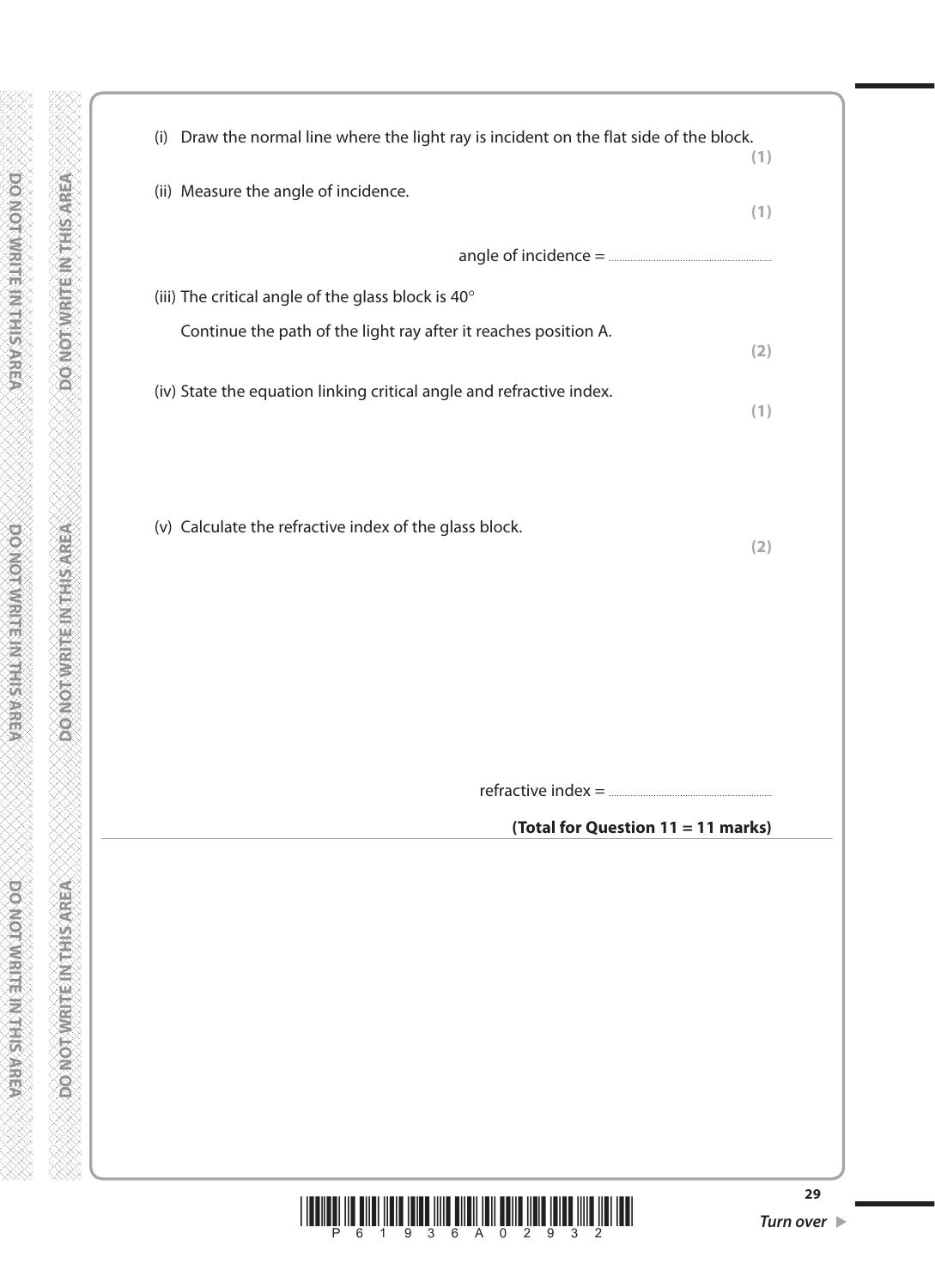(i) Draw the normal line where the light ray is incident on the flat side of the block. **(1)**

(ii) Measure the angle of incidence. **(1)**

angle of incidence = ..............................

(iii) The critical angle of the glass block is 40°

Continue the path of the light ray after it reaches position A. **(2)**

(iv) State the equation linking critical angle and refractive index. **(1)**

(v) Calculate the refractive index of the glass block. **(2)**

refractive index = ..............................

**(Total for Question 11 = 11 marks)**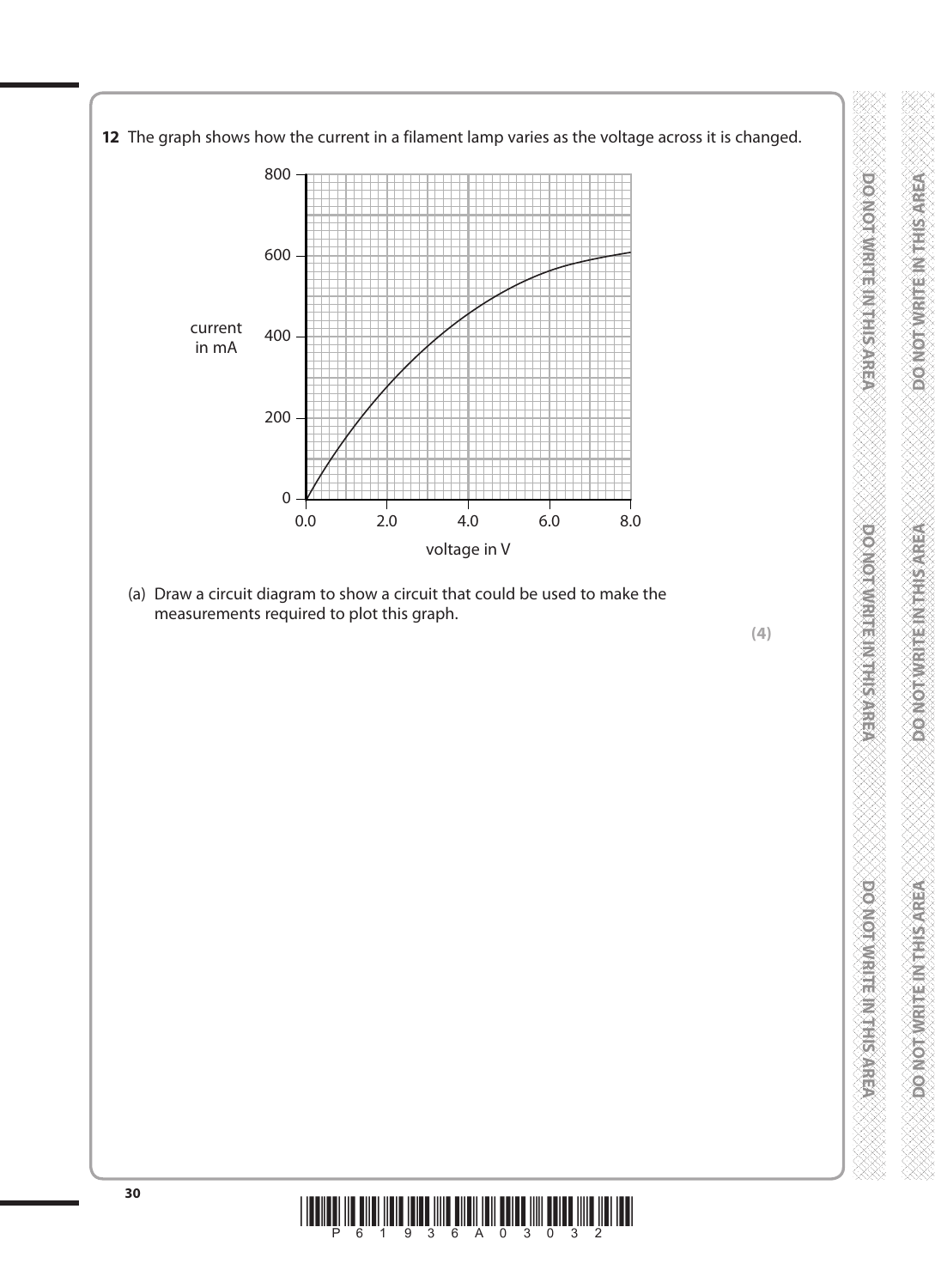**12** The graph shows how the current in a filament lamp varies as the voltage across it is changed.

(a) Draw a circuit diagram to show a circuit that could be used to make the measurements required to plot this graph.

**(4)**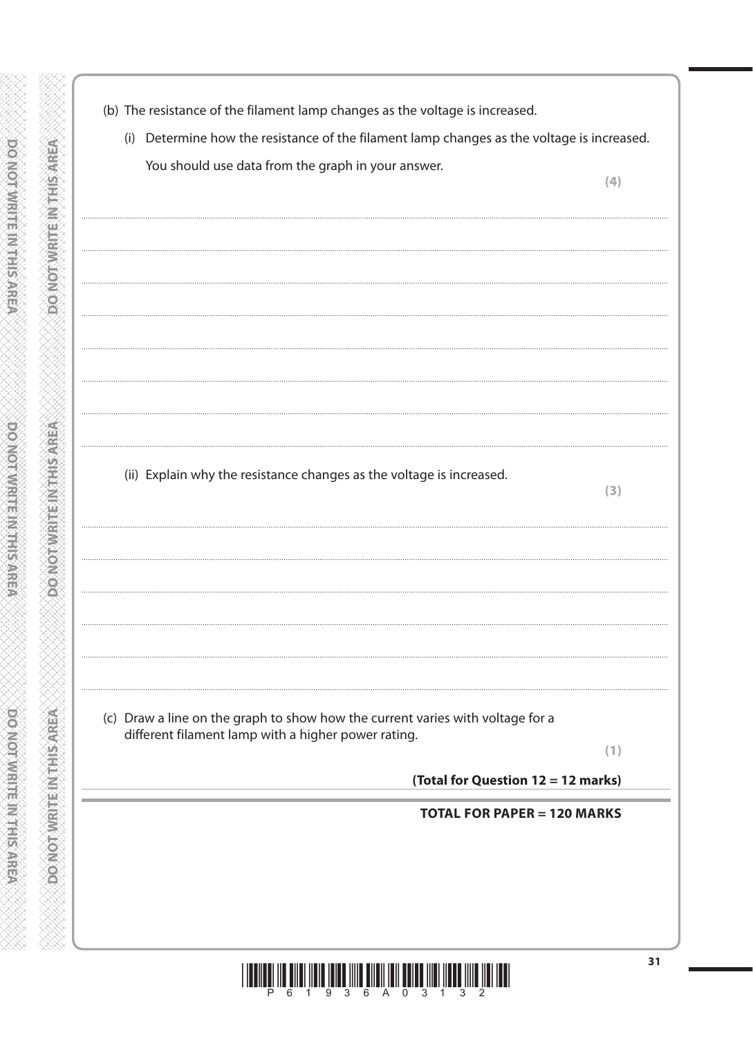(b) The resistance of the filament lamp changes as the voltage is increased.

(i) Determine how the resistance of the filament lamp changes as the voltage is increased.

You should use data from the graph in your answer.

**(4)**

....................................................................................................................................................

....................................................................................................................................................

....................................................................................................................................................

....................................................................................................................................................

....................................................................................................................................................

....................................................................................................................................................

....................................................................................................................................................

(ii) Explain why the resistance changes as the voltage is increased.

**(3)**

....................................................................................................................................................

....................................................................................................................................................

....................................................................................................................................................

....................................................................................................................................................

....................................................................................................................................................

(c) Draw a line on the graph to show how the current varies with voltage for a different filament lamp with a higher power rating.

**(1)**

**(Total for Question 12 = 12 marks)**

**TOTAL FOR PAPER = 120 MARKS**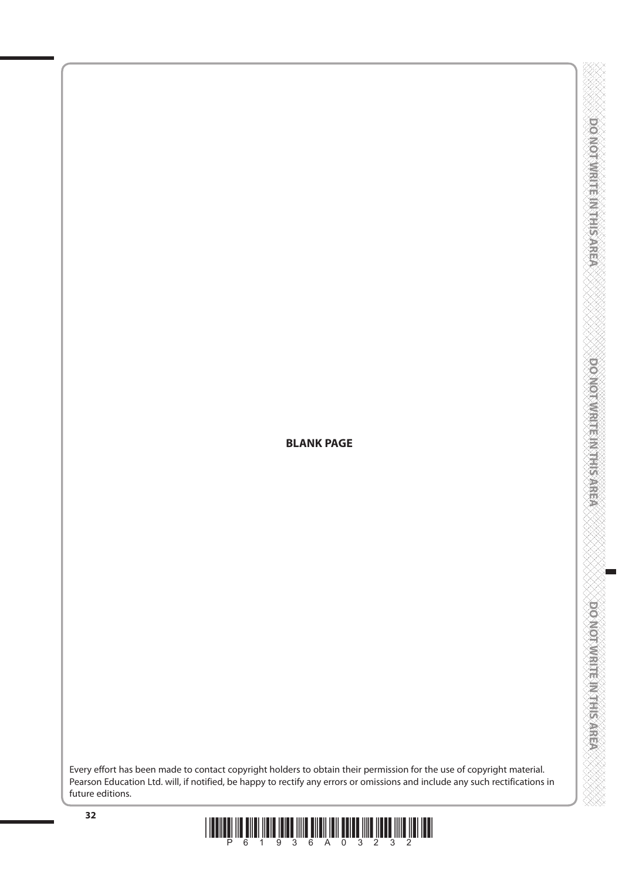**BLANK PAGE**

Every effort has been made to contact copyright holders to obtain their permission for the use of copyright material. Pearson Education Ltd. will, if notified, be happy to rectify any errors or omissions and include any such rectifications in future editions.